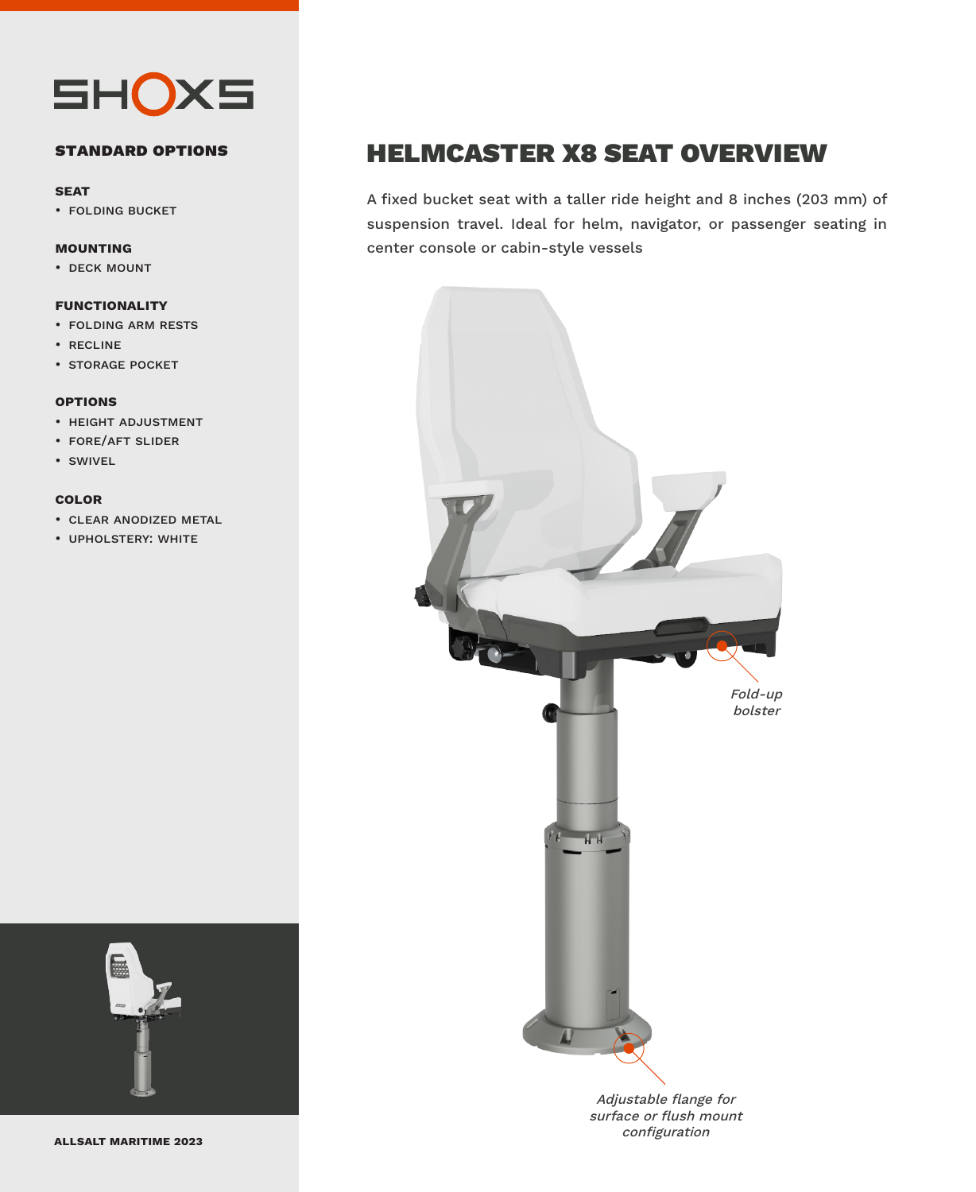SHOXS

## STANDARD OPTIONS

**SEAT**
- FOLDING BUCKET

**MOUNTING**
- DECK MOUNT

**FUNCTIONALITY**
- FOLDING ARM RESTS
- RECLINE
- STORAGE POCKET

**OPTIONS**
- HEIGHT ADJUSTMENT
- FORE/AFT SLIDER
- SWIVEL

**COLOR**
- CLEAR ANODIZED METAL
- UPHOLSTERY: WHITE

ALLSALT MARITIME 2023

# HELMCASTER X8 SEAT OVERVIEW

A fixed bucket seat with a taller ride height and 8 inches (203 mm) of suspension travel. Ideal for helm, navigator, or passenger seating in center console or cabin-style vessels

*Fold-up bolster*

*Adjustable flange for surface or flush mount configuration*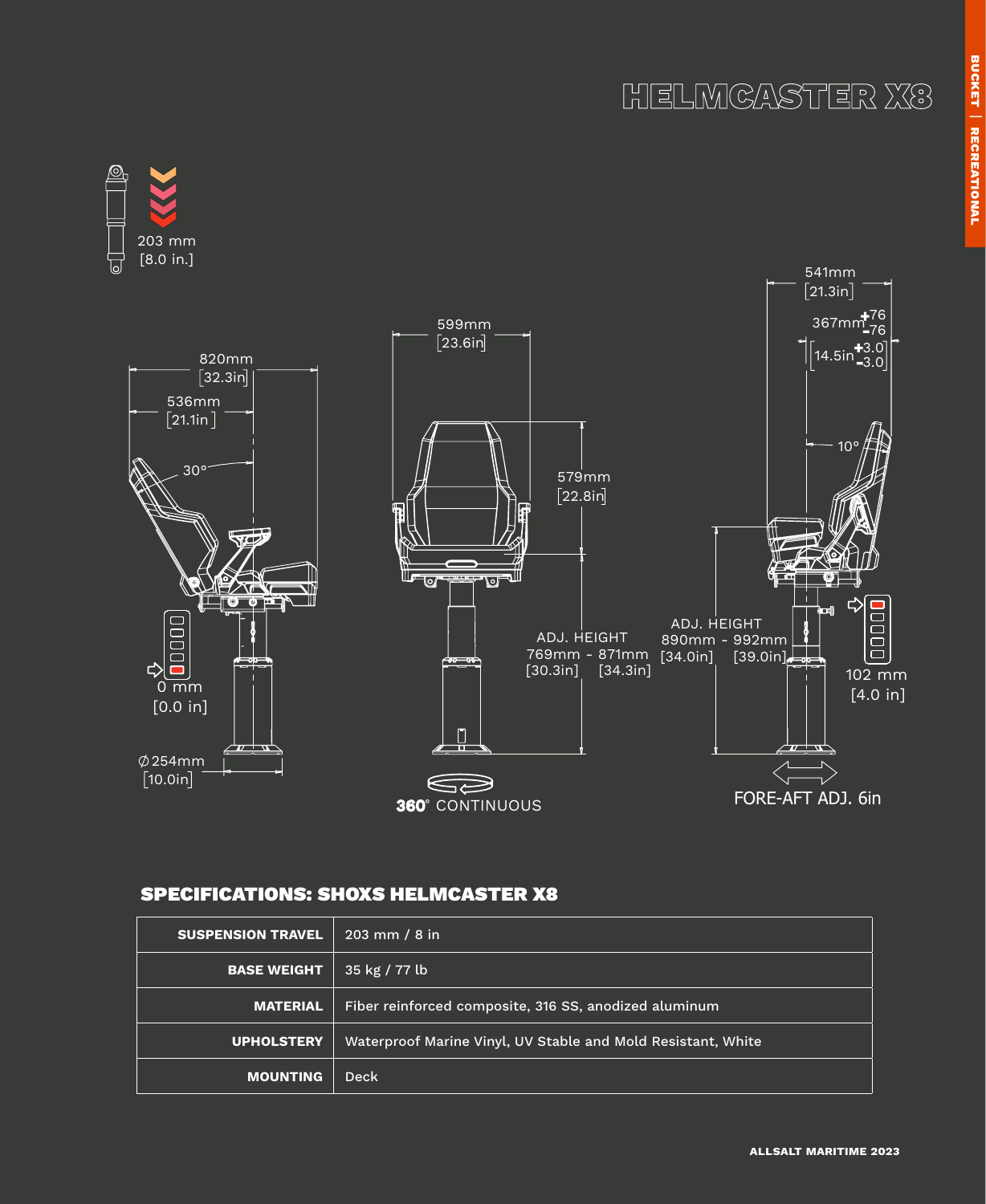# HELMCASTER X8

BUCKET | RECREATIONAL

203 mm
[8.0 in.]

820mm
[32.3in]

536mm
[21.1in]

30°

0 mm
[0.0 in]

∅254mm
[10.0in]

599mm
[23.6in]

579mm
[22.8in]

ADJ. HEIGHT
769mm - 871mm
[30.3in] [34.3in]

360° CONTINUOUS

541mm
[21.3in]

367mm +76 -76

14.5in +3.0 -3.0

10°

ADJ. HEIGHT
890mm - 992mm
[34.0in] [39.0in]

102 mm
[4.0 in]

FORE-AFT ADJ. 6in

## SPECIFICATIONS: SHOXS HELMCASTER X8

| | |
|---|---|
| **SUSPENSION TRAVEL** | 203 mm / 8 in |
| **BASE WEIGHT** | 35 kg / 77 lb |
| **MATERIAL** | Fiber reinforced composite, 316 SS, anodized aluminum |
| **UPHOLSTERY** | Waterproof Marine Vinyl, UV Stable and Mold Resistant, White |
| **MOUNTING** | Deck |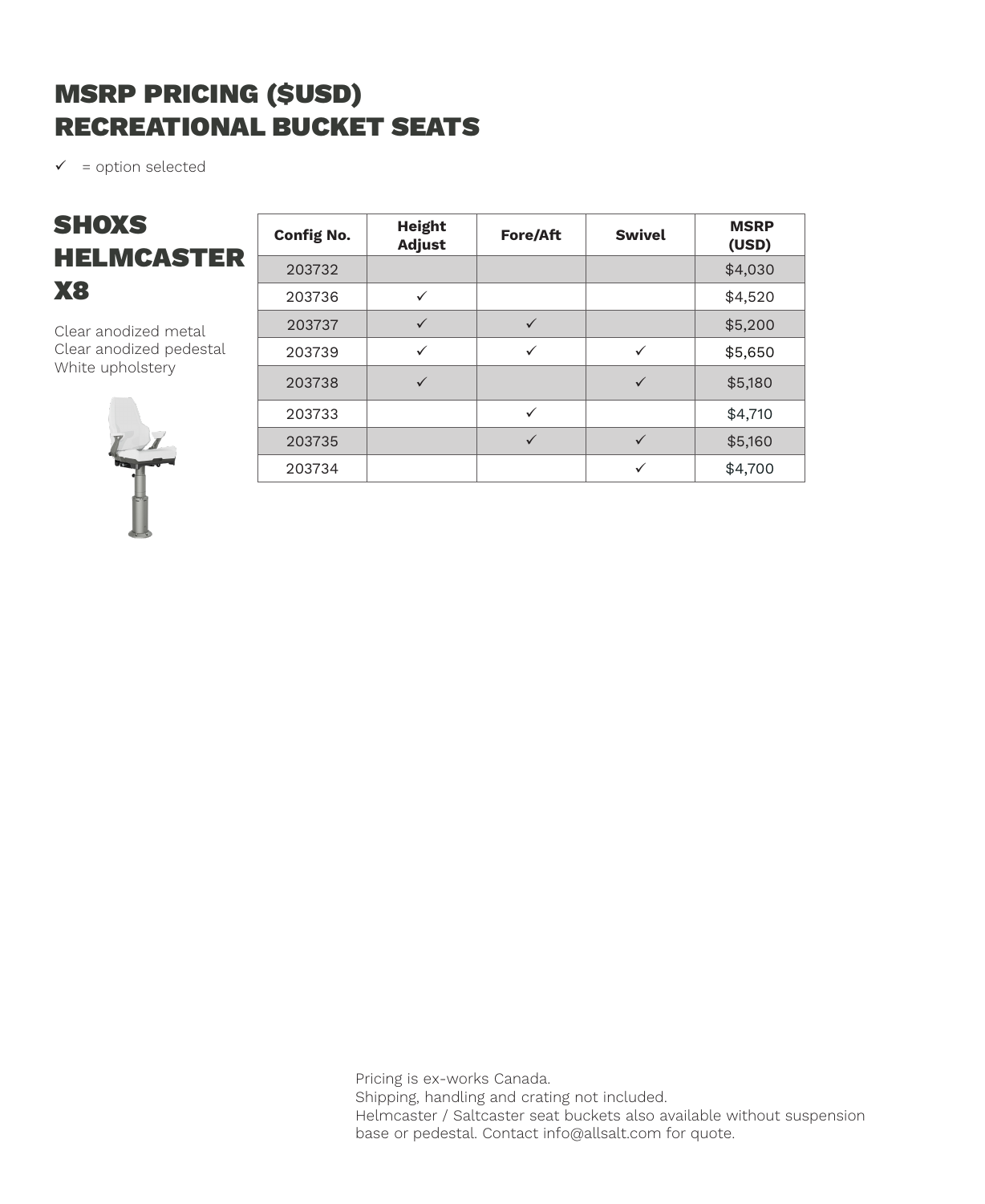# MSRP PRICING ($USD)
# RECREATIONAL BUCKET SEATS

✓ = option selected

## SHOXS HELMCASTER X8

Clear anodized metal
Clear anodized pedestal
White upholstery

| Config No. | Height Adjust | Fore/Aft | Swivel | MSRP (USD) |
|---|---|---|---|---|
| 203732 | | | | $4,030 |
| 203736 | ✓ | | | $4,520 |
| 203737 | ✓ | ✓ | | $5,200 |
| 203739 | ✓ | ✓ | ✓ | $5,650 |
| 203738 | ✓ | | ✓ | $5,180 |
| 203733 | | ✓ | | $4,710 |
| 203735 | | ✓ | ✓ | $5,160 |
| 203734 | | | ✓ | $4,700 |

Pricing is ex-works Canada.
Shipping, handling and crating not included.
Helmcaster / Saltcaster seat buckets also available without suspension base or pedestal. Contact info@allsalt.com for quote.